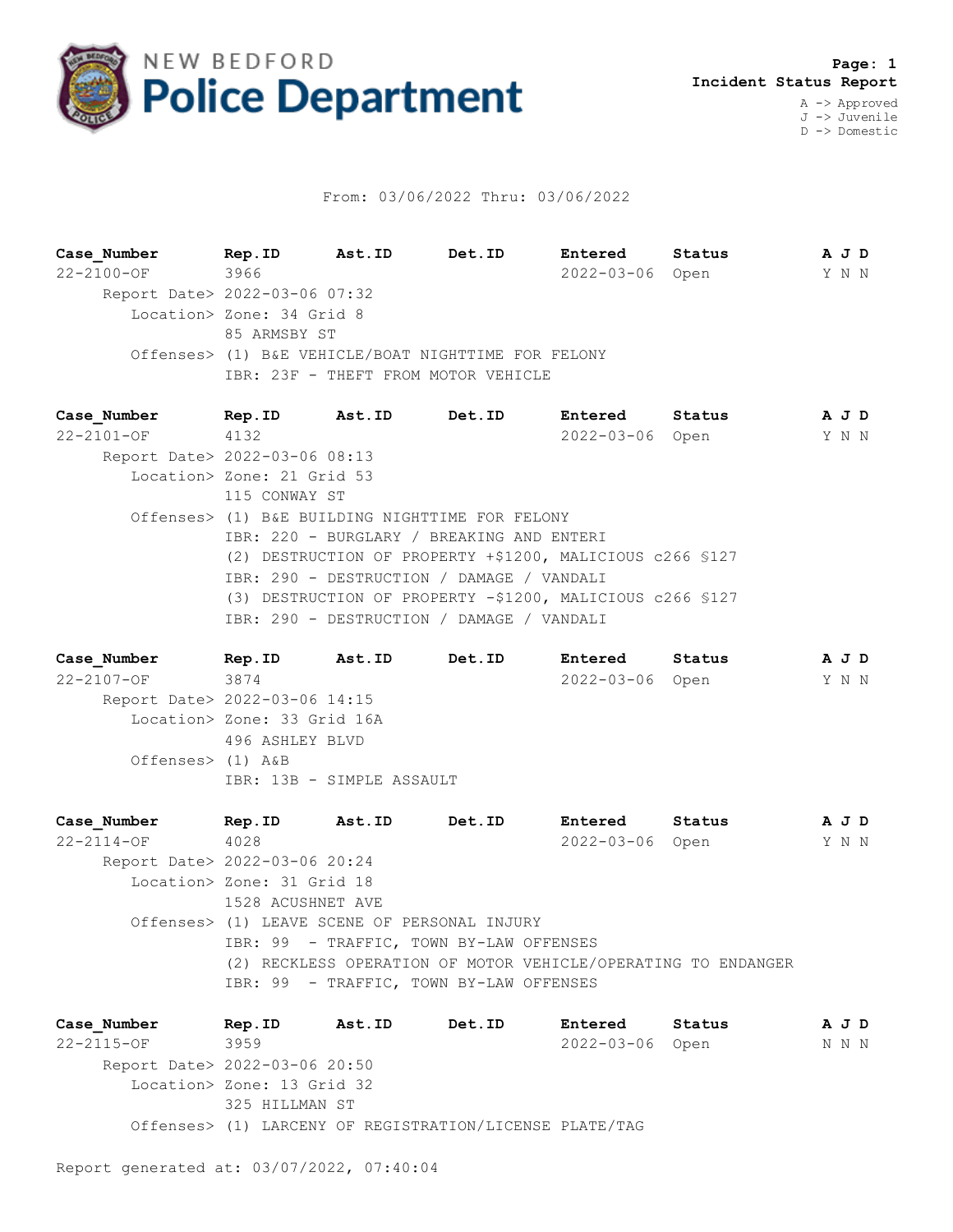# NEW BEDFORD Police Department

**Page: 1**
**Incident Status Report**

A -> Approved
J -> Juvenile
D -> Domestic

From: 03/06/2022 Thru: 03/06/2022

| Case_Number | Rep.ID | Ast.ID | Det.ID | Entered | Status | A J D |
|---|---|---|---|---|---|---|
| 22-2100-OF | 3966 | | | 2022-03-06 | Open | Y N N |

Report Date> 2022-03-06 07:32
Location> Zone: 34 Grid 8
85 ARMSBY ST
Offenses> (1) B&E VEHICLE/BOAT NIGHTTIME FOR FELONY
IBR: 23F - THEFT FROM MOTOR VEHICLE

| Case_Number | Rep.ID | Ast.ID | Det.ID | Entered | Status | A J D |
|---|---|---|---|---|---|---|
| 22-2101-OF | 4132 | | | 2022-03-06 | Open | Y N N |

Report Date> 2022-03-06 08:13
Location> Zone: 21 Grid 53
115 CONWAY ST
Offenses> (1) B&E BUILDING NIGHTTIME FOR FELONY
IBR: 220 - BURGLARY / BREAKING AND ENTERI
(2) DESTRUCTION OF PROPERTY +$1200, MALICIOUS c266 §127
IBR: 290 - DESTRUCTION / DAMAGE / VANDALI
(3) DESTRUCTION OF PROPERTY -$1200, MALICIOUS c266 §127
IBR: 290 - DESTRUCTION / DAMAGE / VANDALI

| Case_Number | Rep.ID | Ast.ID | Det.ID | Entered | Status | A J D |
|---|---|---|---|---|---|---|
| 22-2107-OF | 3874 | | | 2022-03-06 | Open | Y N N |

Report Date> 2022-03-06 14:15
Location> Zone: 33 Grid 16A
496 ASHLEY BLVD
Offenses> (1) A&B
IBR: 13B - SIMPLE ASSAULT

| Case_Number | Rep.ID | Ast.ID | Det.ID | Entered | Status | A J D |
|---|---|---|---|---|---|---|
| 22-2114-OF | 4028 | | | 2022-03-06 | Open | Y N N |

Report Date> 2022-03-06 20:24
Location> Zone: 31 Grid 18
1528 ACUSHNET AVE
Offenses> (1) LEAVE SCENE OF PERSONAL INJURY
IBR: 99 - TRAFFIC, TOWN BY-LAW OFFENSES
(2) RECKLESS OPERATION OF MOTOR VEHICLE/OPERATING TO ENDANGER
IBR: 99 - TRAFFIC, TOWN BY-LAW OFFENSES

| Case_Number | Rep.ID | Ast.ID | Det.ID | Entered | Status | A J D |
|---|---|---|---|---|---|---|
| 22-2115-OF | 3959 | | | 2022-03-06 | Open | N N N |

Report Date> 2022-03-06 20:50
Location> Zone: 13 Grid 32
325 HILLMAN ST
Offenses> (1) LARCENY OF REGISTRATION/LICENSE PLATE/TAG

Report generated at: 03/07/2022, 07:40:04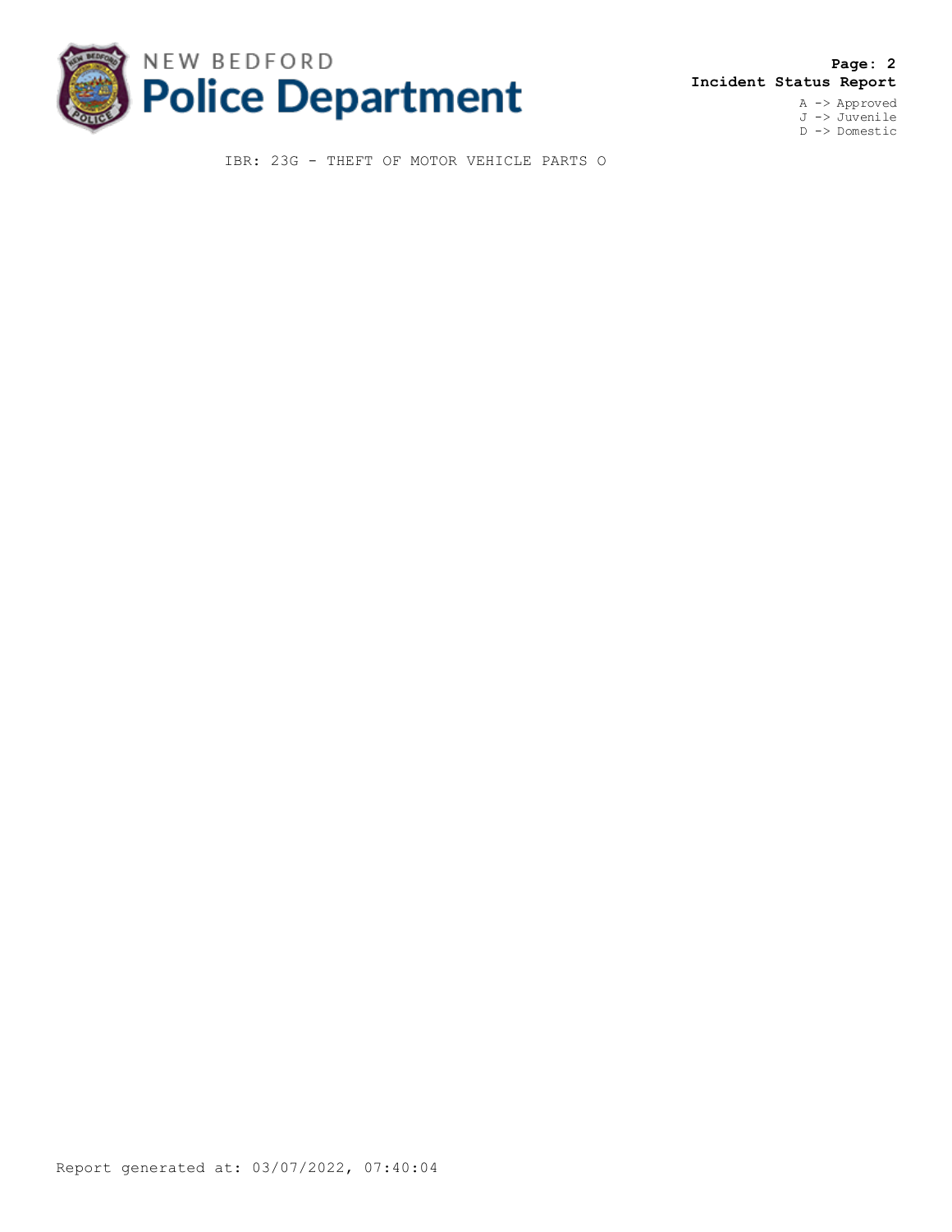IBR: 23G - THEFT OF MOTOR VEHICLE PARTS O